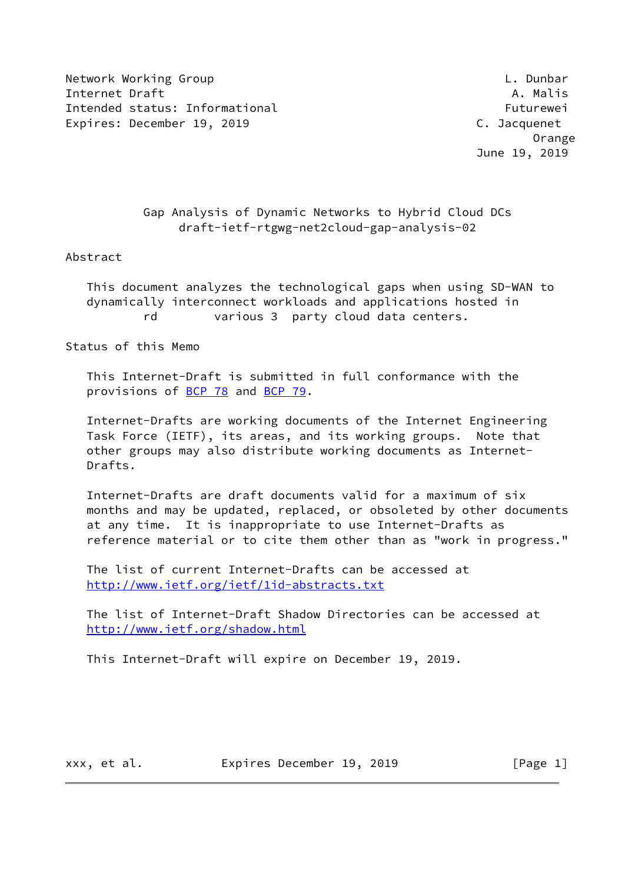Network Working Group L. Dunbar
Internet Draft A. Malis
Intended status: Informational Futurewei
Expires: December 19, 2019 C. Jacquenet
Orange
June 19, 2019

# Gap Analysis of Dynamic Networks to Hybrid Cloud DCs
## draft-ietf-rtgwg-net2cloud-gap-analysis-02

## Abstract

This document analyzes the technological gaps when using SD-WAN to dynamically interconnect workloads and applications hosted in various 3rd party cloud data centers.

## Status of this Memo

This Internet-Draft is submitted in full conformance with the provisions of BCP 78 and BCP 79.

Internet-Drafts are working documents of the Internet Engineering Task Force (IETF), its areas, and its working groups. Note that other groups may also distribute working documents as Internet-Drafts.

Internet-Drafts are draft documents valid for a maximum of six months and may be updated, replaced, or obsoleted by other documents at any time. It is inappropriate to use Internet-Drafts as reference material or to cite them other than as "work in progress."

The list of current Internet-Drafts can be accessed at http://www.ietf.org/ietf/1id-abstracts.txt

The list of Internet-Draft Shadow Directories can be accessed at http://www.ietf.org/shadow.html

This Internet-Draft will expire on December 19, 2019.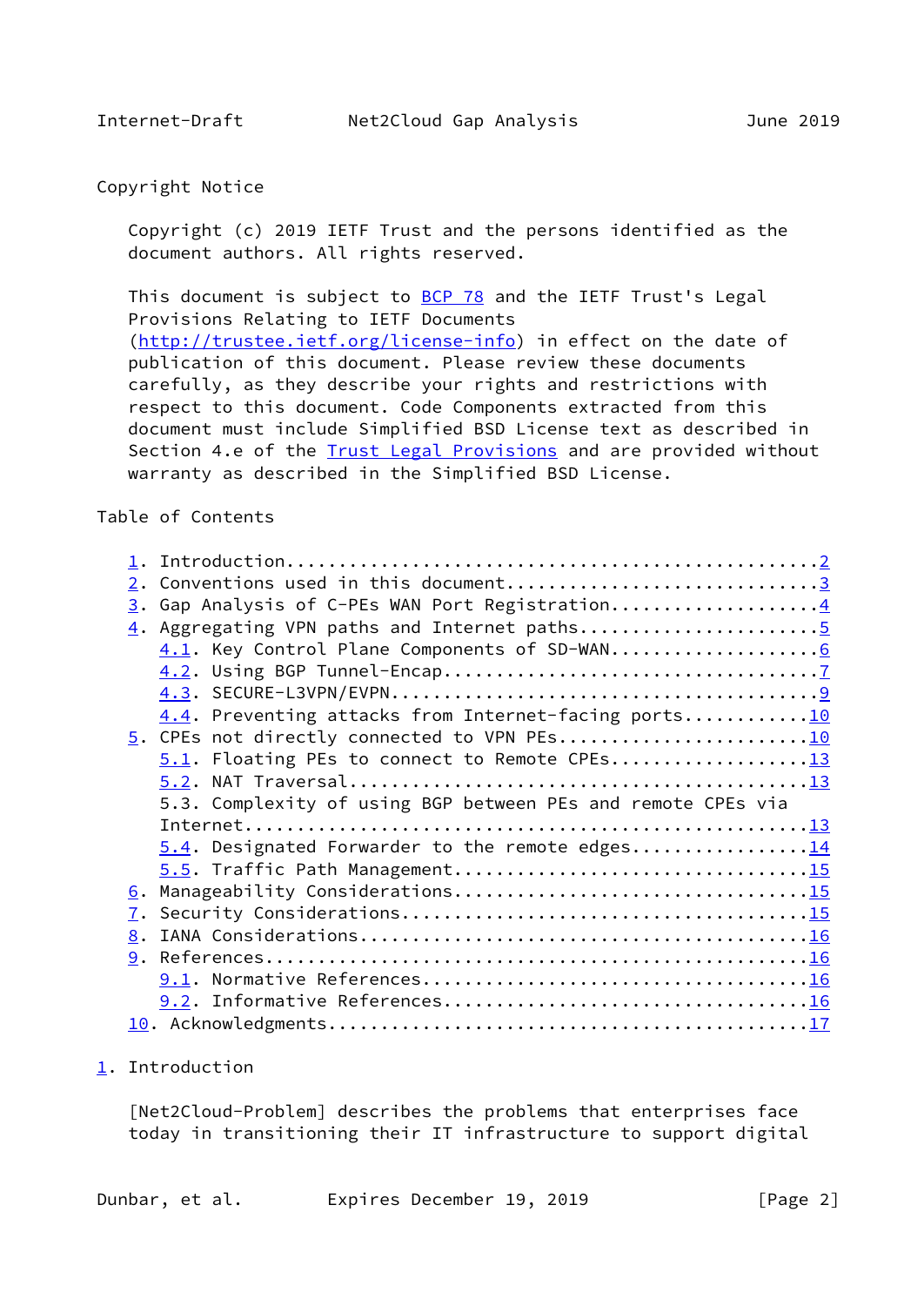Copyright Notice

Copyright (c) 2019 IETF Trust and the persons identified as the document authors. All rights reserved.

This document is subject to BCP 78 and the IETF Trust's Legal Provisions Relating to IETF Documents (http://trustee.ietf.org/license-info) in effect on the date of publication of this document. Please review these documents carefully, as they describe your rights and restrictions with respect to this document. Code Components extracted from this document must include Simplified BSD License text as described in Section 4.e of the Trust Legal Provisions and are provided without warranty as described in the Simplified BSD License.

Table of Contents

```
   1. Introduction.................................................2
   2. Conventions used in this document............................3
   3. Gap Analysis of C-PEs WAN Port Registration..................4
   4. Aggregating VPN paths and Internet paths.....................5
      4.1. Key Control Plane Components of SD-WAN..................6
      4.2. Using BGP Tunnel-Encap..................................7
      4.3. SECURE-L3VPN/EVPN.......................................9
      4.4. Preventing attacks from Internet-facing ports...........10
   5. CPEs not directly connected to VPN PEs.......................10
      5.1. Floating PEs to connect to Remote CPEs..................13
      5.2. NAT Traversal...........................................13
      5.3. Complexity of using BGP between PEs and remote CPEs via
      Internet.....................................................13
      5.4. Designated Forwarder to the remote edges................14
      5.5. Traffic Path Management.................................15
   6. Manageability Considerations.................................15
   7. Security Considerations......................................15
   8. IANA Considerations..........................................16
   9. References...................................................16
      9.1. Normative References....................................16
      9.2. Informative References..................................16
   10. Acknowledgments.............................................17
```

## 1. Introduction

[Net2Cloud-Problem] describes the problems that enterprises face today in transitioning their IT infrastructure to support digital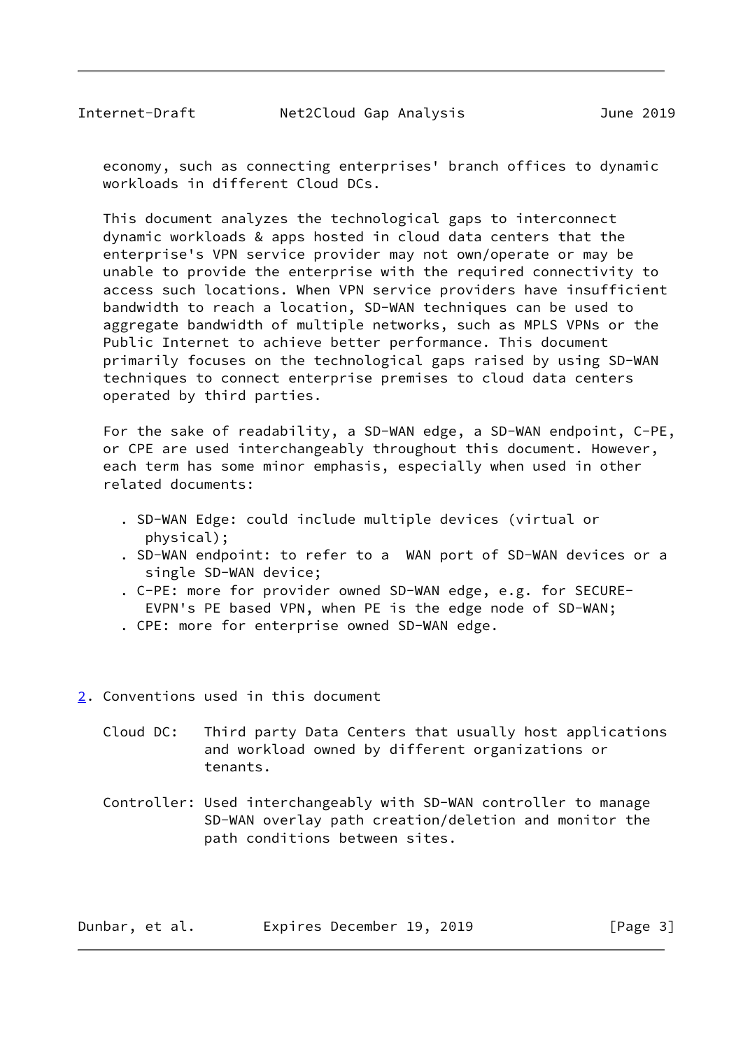economy, such as connecting enterprises' branch offices to dynamic workloads in different Cloud DCs.

This document analyzes the technological gaps to interconnect dynamic workloads & apps hosted in cloud data centers that the enterprise's VPN service provider may not own/operate or may be unable to provide the enterprise with the required connectivity to access such locations. When VPN service providers have insufficient bandwidth to reach a location, SD-WAN techniques can be used to aggregate bandwidth of multiple networks, such as MPLS VPNs or the Public Internet to achieve better performance. This document primarily focuses on the technological gaps raised by using SD-WAN techniques to connect enterprise premises to cloud data centers operated by third parties.

For the sake of readability, a SD-WAN edge, a SD-WAN endpoint, C-PE, or CPE are used interchangeably throughout this document. However, each term has some minor emphasis, especially when used in other related documents:

- SD-WAN Edge: could include multiple devices (virtual or physical);
- SD-WAN endpoint: to refer to a WAN port of SD-WAN devices or a single SD-WAN device;
- C-PE: more for provider owned SD-WAN edge, e.g. for SECURE-EVPN's PE based VPN, when PE is the edge node of SD-WAN;
- CPE: more for enterprise owned SD-WAN edge.

## 2. Conventions used in this document

Cloud DC: Third party Data Centers that usually host applications and workload owned by different organizations or tenants.

Controller: Used interchangeably with SD-WAN controller to manage SD-WAN overlay path creation/deletion and monitor the path conditions between sites.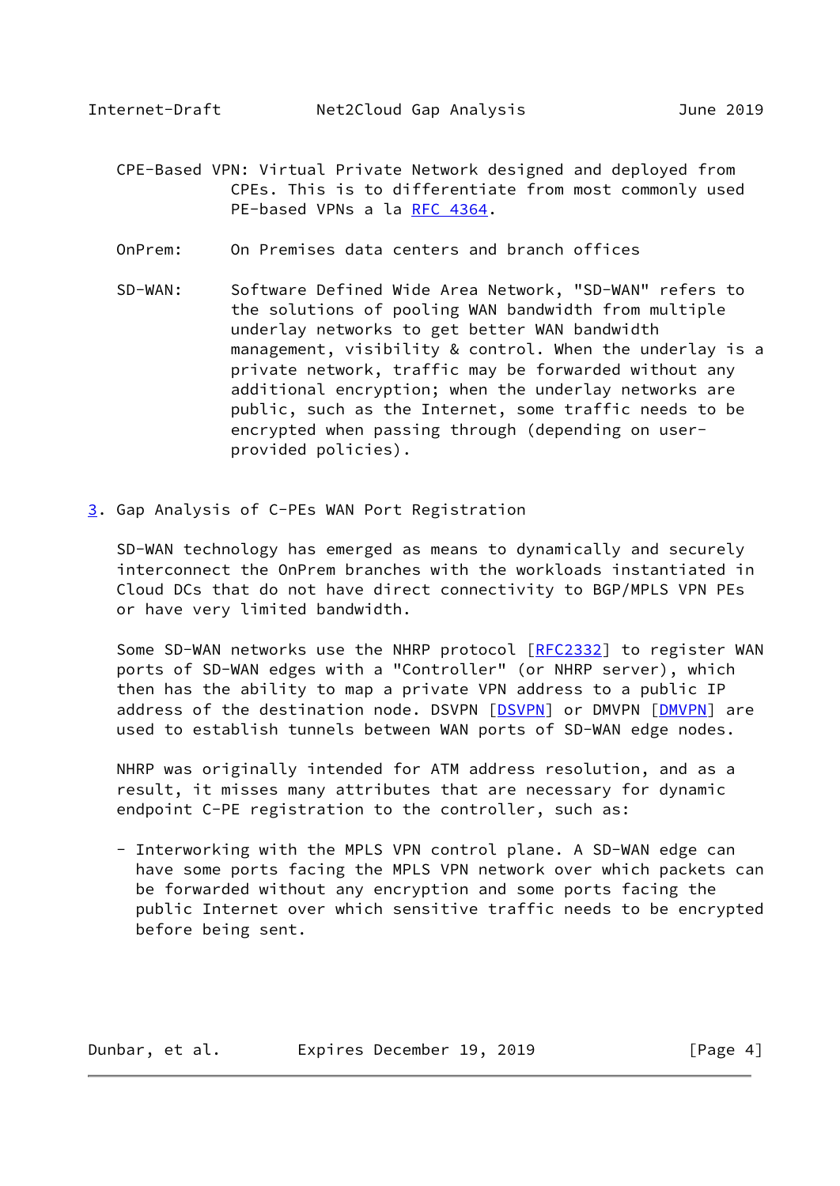CPE-Based VPN: Virtual Private Network designed and deployed from CPEs. This is to differentiate from most commonly used PE-based VPNs a la RFC 4364.

OnPrem: On Premises data centers and branch offices

SD-WAN: Software Defined Wide Area Network, "SD-WAN" refers to the solutions of pooling WAN bandwidth from multiple underlay networks to get better WAN bandwidth management, visibility & control. When the underlay is a private network, traffic may be forwarded without any additional encryption; when the underlay networks are public, such as the Internet, some traffic needs to be encrypted when passing through (depending on user-provided policies).

## 3. Gap Analysis of C-PEs WAN Port Registration

SD-WAN technology has emerged as means to dynamically and securely interconnect the OnPrem branches with the workloads instantiated in Cloud DCs that do not have direct connectivity to BGP/MPLS VPN PEs or have very limited bandwidth.

Some SD-WAN networks use the NHRP protocol [RFC2332] to register WAN ports of SD-WAN edges with a "Controller" (or NHRP server), which then has the ability to map a private VPN address to a public IP address of the destination node. DSVPN [DSVPN] or DMVPN [DMVPN] are used to establish tunnels between WAN ports of SD-WAN edge nodes.

NHRP was originally intended for ATM address resolution, and as a result, it misses many attributes that are necessary for dynamic endpoint C-PE registration to the controller, such as:

- Interworking with the MPLS VPN control plane. A SD-WAN edge can have some ports facing the MPLS VPN network over which packets can be forwarded without any encryption and some ports facing the public Internet over which sensitive traffic needs to be encrypted before being sent.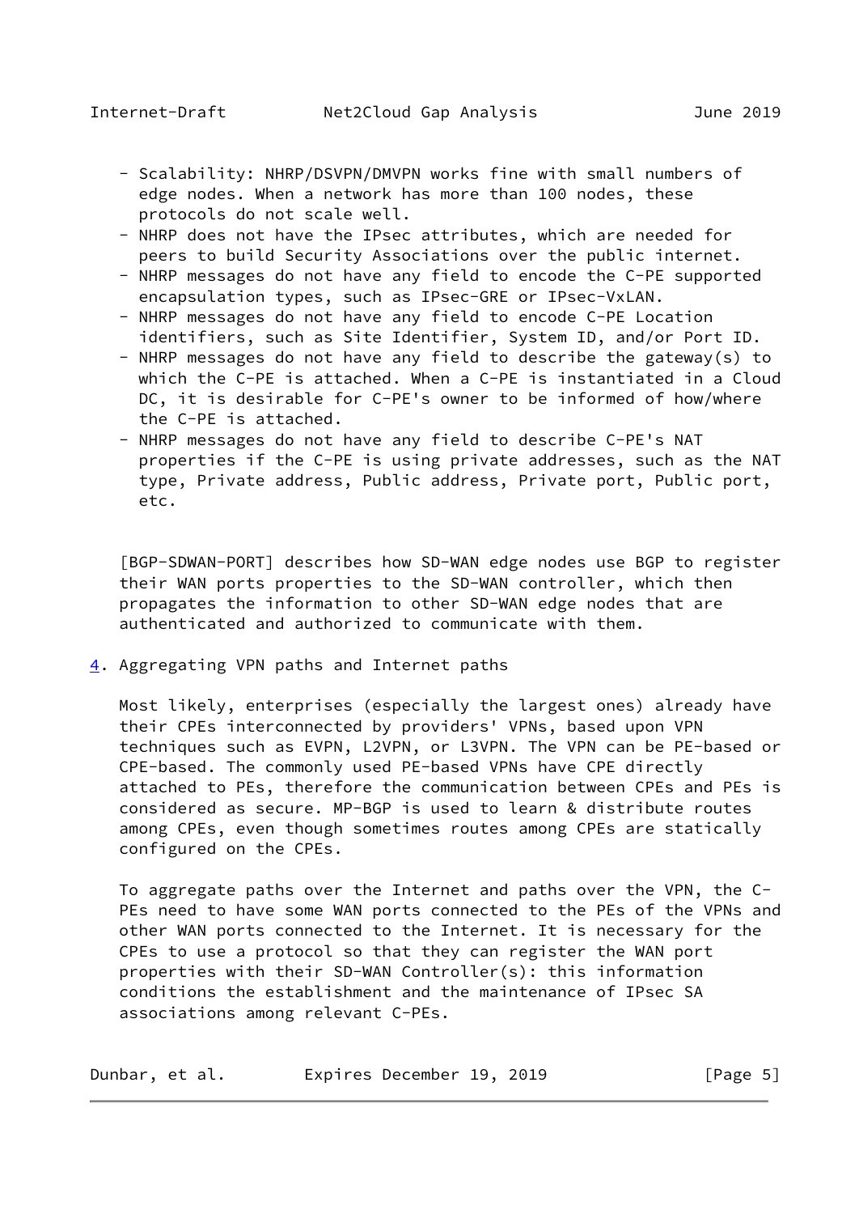- Scalability: NHRP/DSVPN/DMVPN works fine with small numbers of edge nodes. When a network has more than 100 nodes, these protocols do not scale well.
- NHRP does not have the IPsec attributes, which are needed for peers to build Security Associations over the public internet.
- NHRP messages do not have any field to encode the C-PE supported encapsulation types, such as IPsec-GRE or IPsec-VxLAN.
- NHRP messages do not have any field to encode C-PE Location identifiers, such as Site Identifier, System ID, and/or Port ID.
- NHRP messages do not have any field to describe the gateway(s) to which the C-PE is attached. When a C-PE is instantiated in a Cloud DC, it is desirable for C-PE's owner to be informed of how/where the C-PE is attached.
- NHRP messages do not have any field to describe C-PE's NAT properties if the C-PE is using private addresses, such as the NAT type, Private address, Public address, Private port, Public port, etc.

[BGP-SDWAN-PORT] describes how SD-WAN edge nodes use BGP to register their WAN ports properties to the SD-WAN controller, which then propagates the information to other SD-WAN edge nodes that are authenticated and authorized to communicate with them.

## 4. Aggregating VPN paths and Internet paths

Most likely, enterprises (especially the largest ones) already have their CPEs interconnected by providers' VPNs, based upon VPN techniques such as EVPN, L2VPN, or L3VPN. The VPN can be PE-based or CPE-based. The commonly used PE-based VPNs have CPE directly attached to PEs, therefore the communication between CPEs and PEs is considered as secure. MP-BGP is used to learn & distribute routes among CPEs, even though sometimes routes among CPEs are statically configured on the CPEs.

To aggregate paths over the Internet and paths over the VPN, the C-PEs need to have some WAN ports connected to the PEs of the VPNs and other WAN ports connected to the Internet. It is necessary for the CPEs to use a protocol so that they can register the WAN port properties with their SD-WAN Controller(s): this information conditions the establishment and the maintenance of IPsec SA associations among relevant C-PEs.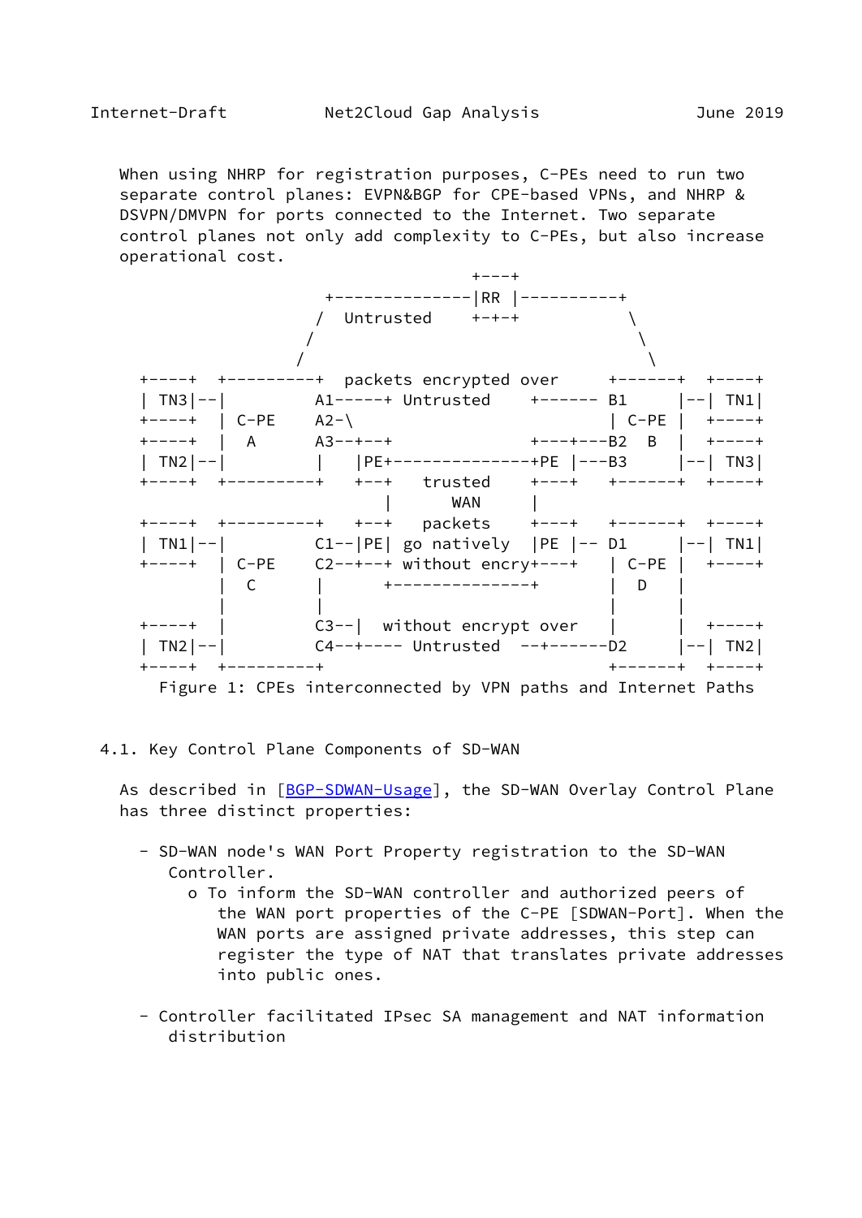When using NHRP for registration purposes, C-PEs need to run two separate control planes: EVPN&BGP for CPE-based VPNs, and NHRP & DSVPN/DMVPN for ports connected to the Internet. Two separate control planes not only add complexity to C-PEs, but also increase operational cost.

```
                                +---+
              +--------------|RR |----------+
             /  Untrusted    +-+-+           \
            /                                 \
           /                                   \
+----+  +---------+  packets encrypted over     +------+  +----+
| TN3|--|         A1-----+ Untrusted    +------ B1     |--| TN1|
+----+  | C-PE    A2-\                          | C-PE |  +----+
+----+  |  A      A3--+--+              +---+---B2  B  |  +----+
| TN2|--|         |    |PE+--------------+PE |---B3     |--| TN3|
+----+  +---------+    +--+   trusted    +---+   +------+  +----+
                         |       WAN      |
+----+  +---------+    +--+   packets    +---+   +------+  +----+
| TN1|--|         C1--|PE| go natively  |PE |-- D1     |--| TN1|
+----+  | C-PE    C2--+--+ without encry+---+   | C-PE |  +----+
        |  C      |      +--------------+       |  D   |
        |         |                             |      |
+----+  |         C3--|  without encrypt over   |      |  +----+
| TN2|--|         C4--+---- Untrusted  --+------D2     |--| TN2|
+----+  +---------+                             +------+  +----+
```

Figure 1: CPEs interconnected by VPN paths and Internet Paths

### 4.1. Key Control Plane Components of SD-WAN

As described in [BGP-SDWAN-Usage], the SD-WAN Overlay Control Plane has three distinct properties:

- SD-WAN node's WAN Port Property registration to the SD-WAN Controller.
  - o To inform the SD-WAN controller and authorized peers of the WAN port properties of the C-PE [SDWAN-Port]. When the WAN ports are assigned private addresses, this step can register the type of NAT that translates private addresses into public ones.
- Controller facilitated IPsec SA management and NAT information distribution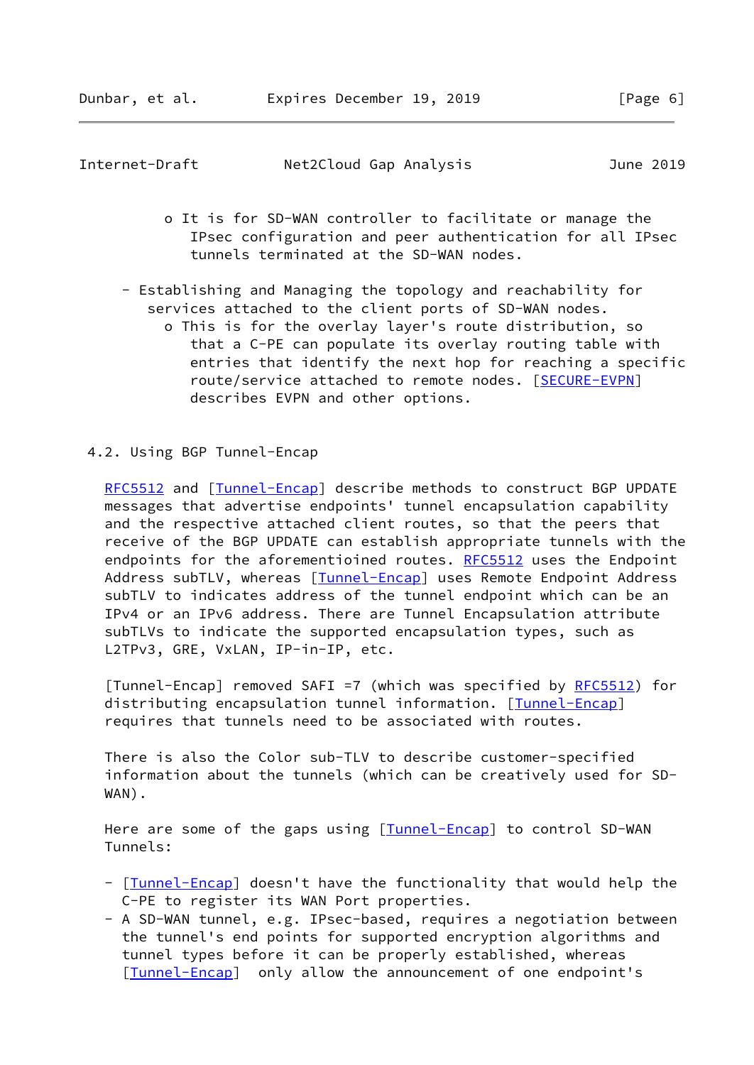- It is for SD-WAN controller to facilitate or manage the IPsec configuration and peer authentication for all IPsec tunnels terminated at the SD-WAN nodes.

- Establishing and Managing the topology and reachability for services attached to the client ports of SD-WAN nodes.
  - This is for the overlay layer's route distribution, so that a C-PE can populate its overlay routing table with entries that identify the next hop for reaching a specific route/service attached to remote nodes. [SECURE-EVPN] describes EVPN and other options.

## 4.2. Using BGP Tunnel-Encap

RFC5512 and [Tunnel-Encap] describe methods to construct BGP UPDATE messages that advertise endpoints' tunnel encapsulation capability and the respective attached client routes, so that the peers that receive of the BGP UPDATE can establish appropriate tunnels with the endpoints for the aforementioined routes. RFC5512 uses the Endpoint Address subTLV, whereas [Tunnel-Encap] uses Remote Endpoint Address subTLV to indicates address of the tunnel endpoint which can be an IPv4 or an IPv6 address. There are Tunnel Encapsulation attribute subTLVs to indicate the supported encapsulation types, such as L2TPv3, GRE, VxLAN, IP-in-IP, etc.

[Tunnel-Encap] removed SAFI =7 (which was specified by RFC5512) for distributing encapsulation tunnel information. [Tunnel-Encap] requires that tunnels need to be associated with routes.

There is also the Color sub-TLV to describe customer-specified information about the tunnels (which can be creatively used for SD-WAN).

Here are some of the gaps using [Tunnel-Encap] to control SD-WAN Tunnels:

- [Tunnel-Encap] doesn't have the functionality that would help the C-PE to register its WAN Port properties.
- A SD-WAN tunnel, e.g. IPsec-based, requires a negotiation between the tunnel's end points for supported encryption algorithms and tunnel types before it can be properly established, whereas [Tunnel-Encap] only allow the announcement of one endpoint's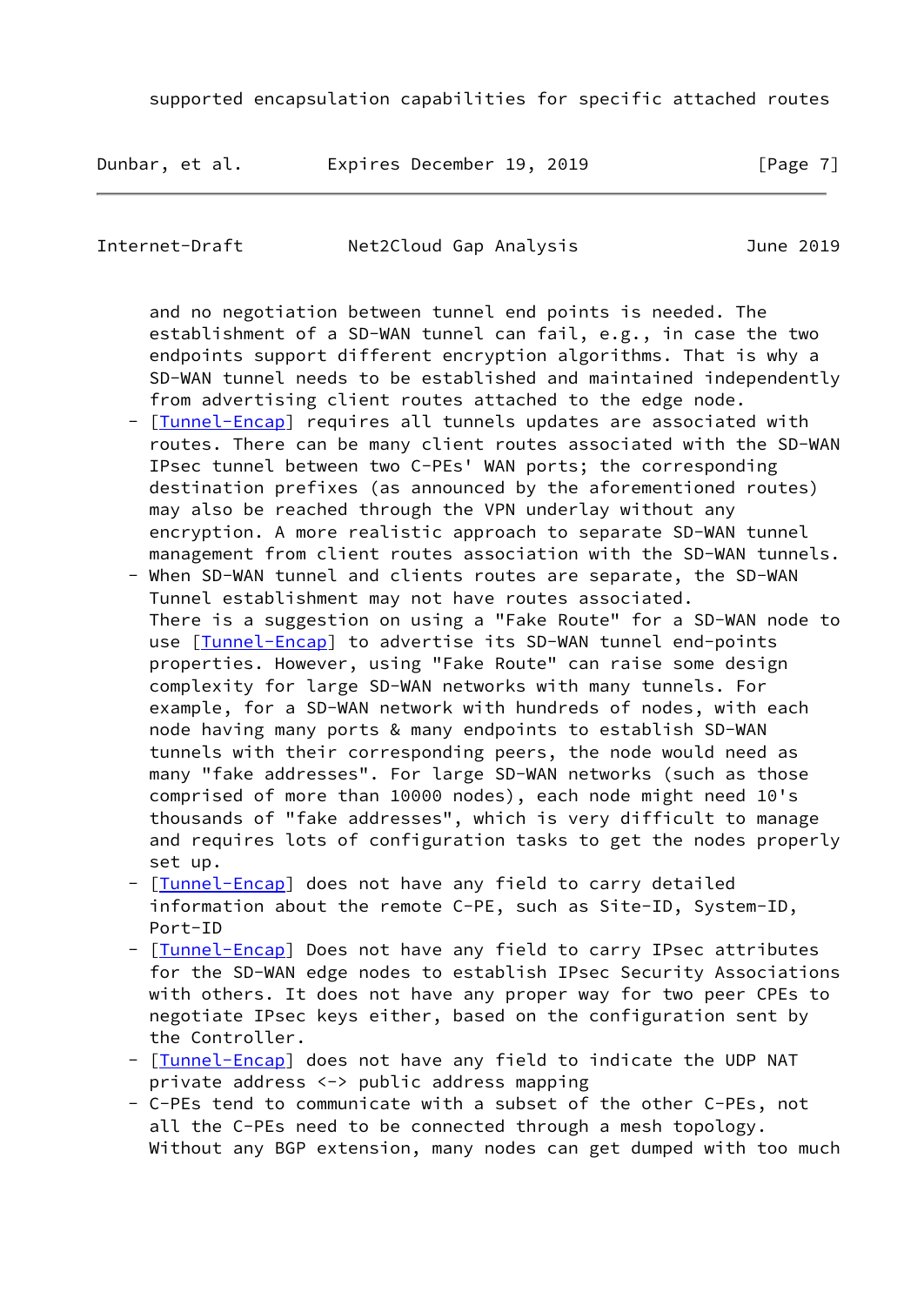supported encapsulation capabilities for specific attached routes

and no negotiation between tunnel end points is needed. The establishment of a SD-WAN tunnel can fail, e.g., in case the two endpoints support different encryption algorithms. That is why a SD-WAN tunnel needs to be established and maintained independently from advertising client routes attached to the edge node.

- [Tunnel-Encap] requires all tunnels updates are associated with routes. There can be many client routes associated with the SD-WAN IPsec tunnel between two C-PEs' WAN ports; the corresponding destination prefixes (as announced by the aforementioned routes) may also be reached through the VPN underlay without any encryption. A more realistic approach to separate SD-WAN tunnel management from client routes association with the SD-WAN tunnels.
- When SD-WAN tunnel and clients routes are separate, the SD-WAN Tunnel establishment may not have routes associated. There is a suggestion on using a "Fake Route" for a SD-WAN node to use [Tunnel-Encap] to advertise its SD-WAN tunnel end-points properties. However, using "Fake Route" can raise some design complexity for large SD-WAN networks with many tunnels. For example, for a SD-WAN network with hundreds of nodes, with each node having many ports & many endpoints to establish SD-WAN tunnels with their corresponding peers, the node would need as many "fake addresses". For large SD-WAN networks (such as those comprised of more than 10000 nodes), each node might need 10's thousands of "fake addresses", which is very difficult to manage and requires lots of configuration tasks to get the nodes properly set up.
- [Tunnel-Encap] does not have any field to carry detailed information about the remote C-PE, such as Site-ID, System-ID, Port-ID
- [Tunnel-Encap] Does not have any field to carry IPsec attributes for the SD-WAN edge nodes to establish IPsec Security Associations with others. It does not have any proper way for two peer CPEs to negotiate IPsec keys either, based on the configuration sent by the Controller.
- [Tunnel-Encap] does not have any field to indicate the UDP NAT private address <-> public address mapping
- C-PEs tend to communicate with a subset of the other C-PEs, not all the C-PEs need to be connected through a mesh topology. Without any BGP extension, many nodes can get dumped with too much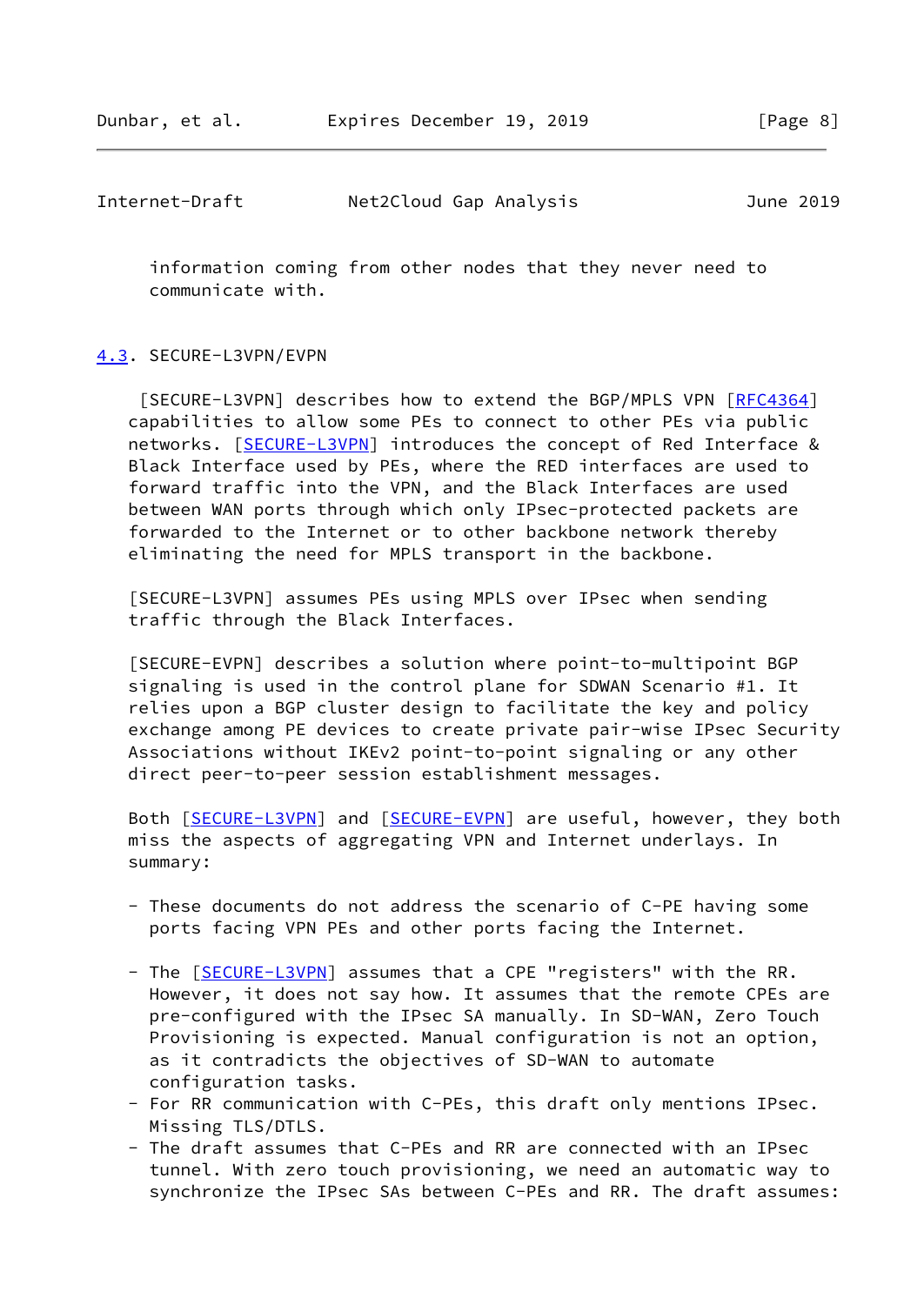information coming from other nodes that they never need to communicate with.

### 4.3. SECURE-L3VPN/EVPN

[SECURE-L3VPN] describes how to extend the BGP/MPLS VPN [RFC4364] capabilities to allow some PEs to connect to other PEs via public networks. [SECURE-L3VPN] introduces the concept of Red Interface & Black Interface used by PEs, where the RED interfaces are used to forward traffic into the VPN, and the Black Interfaces are used between WAN ports through which only IPsec-protected packets are forwarded to the Internet or to other backbone network thereby eliminating the need for MPLS transport in the backbone.

[SECURE-L3VPN] assumes PEs using MPLS over IPsec when sending traffic through the Black Interfaces.

[SECURE-EVPN] describes a solution where point-to-multipoint BGP signaling is used in the control plane for SDWAN Scenario #1. It relies upon a BGP cluster design to facilitate the key and policy exchange among PE devices to create private pair-wise IPsec Security Associations without IKEv2 point-to-point signaling or any other direct peer-to-peer session establishment messages.

Both [SECURE-L3VPN] and [SECURE-EVPN] are useful, however, they both miss the aspects of aggregating VPN and Internet underlays. In summary:

- These documents do not address the scenario of C-PE having some ports facing VPN PEs and other ports facing the Internet.

- The [SECURE-L3VPN] assumes that a CPE "registers" with the RR. However, it does not say how. It assumes that the remote CPEs are pre-configured with the IPsec SA manually. In SD-WAN, Zero Touch Provisioning is expected. Manual configuration is not an option, as it contradicts the objectives of SD-WAN to automate configuration tasks.
- For RR communication with C-PEs, this draft only mentions IPsec. Missing TLS/DTLS.
- The draft assumes that C-PEs and RR are connected with an IPsec tunnel. With zero touch provisioning, we need an automatic way to synchronize the IPsec SAs between C-PEs and RR. The draft assumes: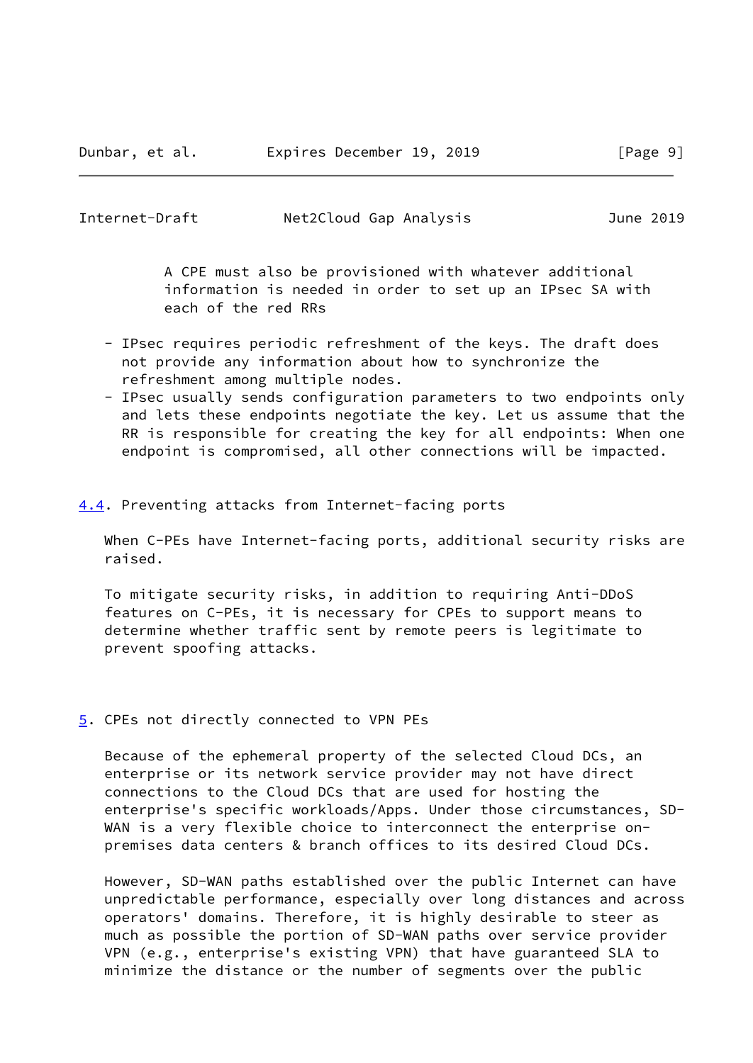A CPE must also be provisioned with whatever additional information is needed in order to set up an IPsec SA with each of the red RRs

- IPsec requires periodic refreshment of the keys. The draft does not provide any information about how to synchronize the refreshment among multiple nodes.
- IPsec usually sends configuration parameters to two endpoints only and lets these endpoints negotiate the key. Let us assume that the RR is responsible for creating the key for all endpoints: When one endpoint is compromised, all other connections will be impacted.

### 4.4. Preventing attacks from Internet-facing ports

When C-PEs have Internet-facing ports, additional security risks are raised.

To mitigate security risks, in addition to requiring Anti-DDoS features on C-PEs, it is necessary for CPEs to support means to determine whether traffic sent by remote peers is legitimate to prevent spoofing attacks.

## 5. CPEs not directly connected to VPN PEs

Because of the ephemeral property of the selected Cloud DCs, an enterprise or its network service provider may not have direct connections to the Cloud DCs that are used for hosting the enterprise's specific workloads/Apps. Under those circumstances, SD-WAN is a very flexible choice to interconnect the enterprise on-premises data centers & branch offices to its desired Cloud DCs.

However, SD-WAN paths established over the public Internet can have unpredictable performance, especially over long distances and across operators' domains. Therefore, it is highly desirable to steer as much as possible the portion of SD-WAN paths over service provider VPN (e.g., enterprise's existing VPN) that have guaranteed SLA to minimize the distance or the number of segments over the public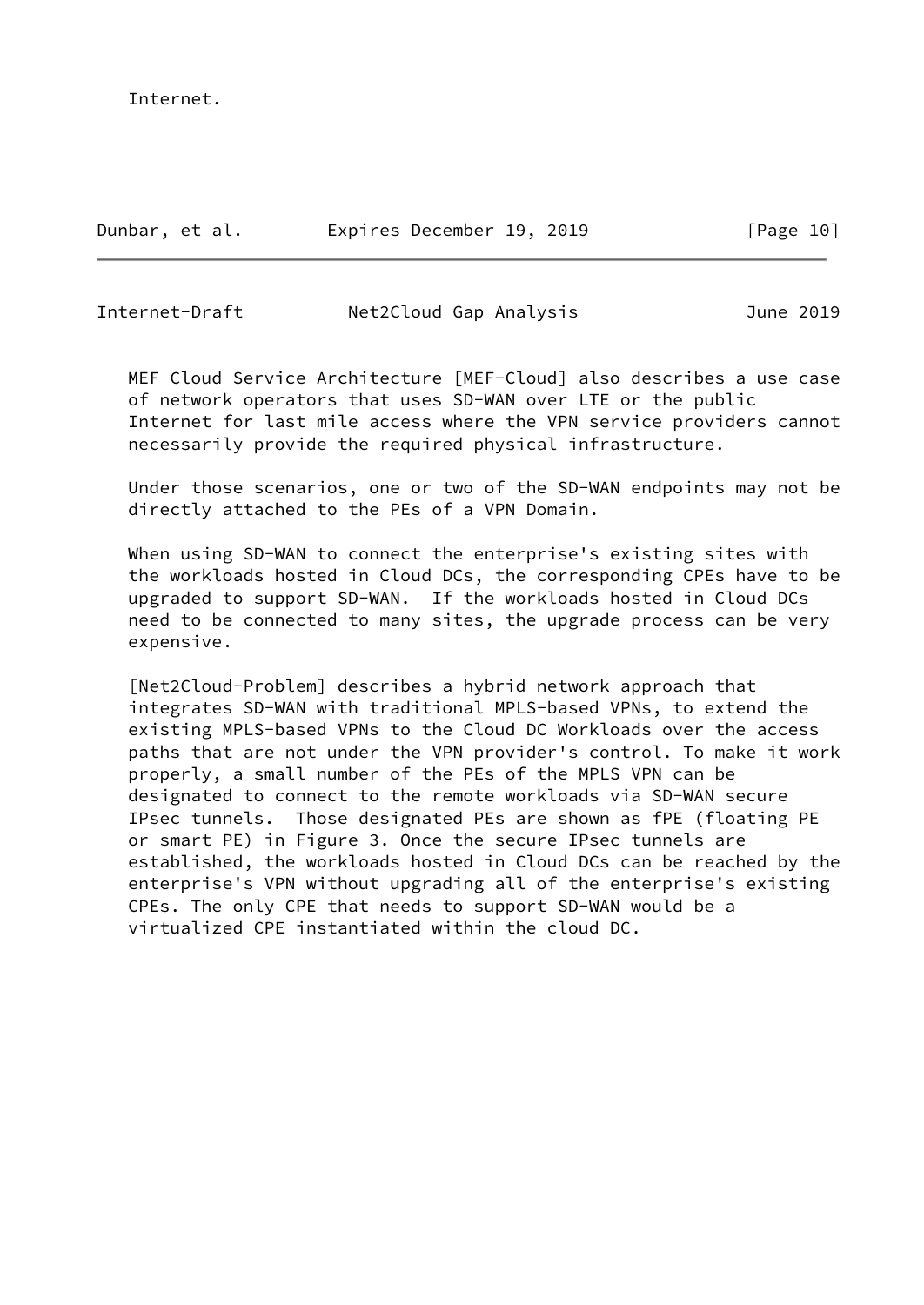Internet.

MEF Cloud Service Architecture [MEF-Cloud] also describes a use case of network operators that uses SD-WAN over LTE or the public Internet for last mile access where the VPN service providers cannot necessarily provide the required physical infrastructure.

Under those scenarios, one or two of the SD-WAN endpoints may not be directly attached to the PEs of a VPN Domain.

When using SD-WAN to connect the enterprise's existing sites with the workloads hosted in Cloud DCs, the corresponding CPEs have to be upgraded to support SD-WAN. If the workloads hosted in Cloud DCs need to be connected to many sites, the upgrade process can be very expensive.

[Net2Cloud-Problem] describes a hybrid network approach that integrates SD-WAN with traditional MPLS-based VPNs, to extend the existing MPLS-based VPNs to the Cloud DC Workloads over the access paths that are not under the VPN provider's control. To make it work properly, a small number of the PEs of the MPLS VPN can be designated to connect to the remote workloads via SD-WAN secure IPsec tunnels. Those designated PEs are shown as fPE (floating PE or smart PE) in Figure 3. Once the secure IPsec tunnels are established, the workloads hosted in Cloud DCs can be reached by the enterprise's VPN without upgrading all of the enterprise's existing CPEs. The only CPE that needs to support SD-WAN would be a virtualized CPE instantiated within the cloud DC.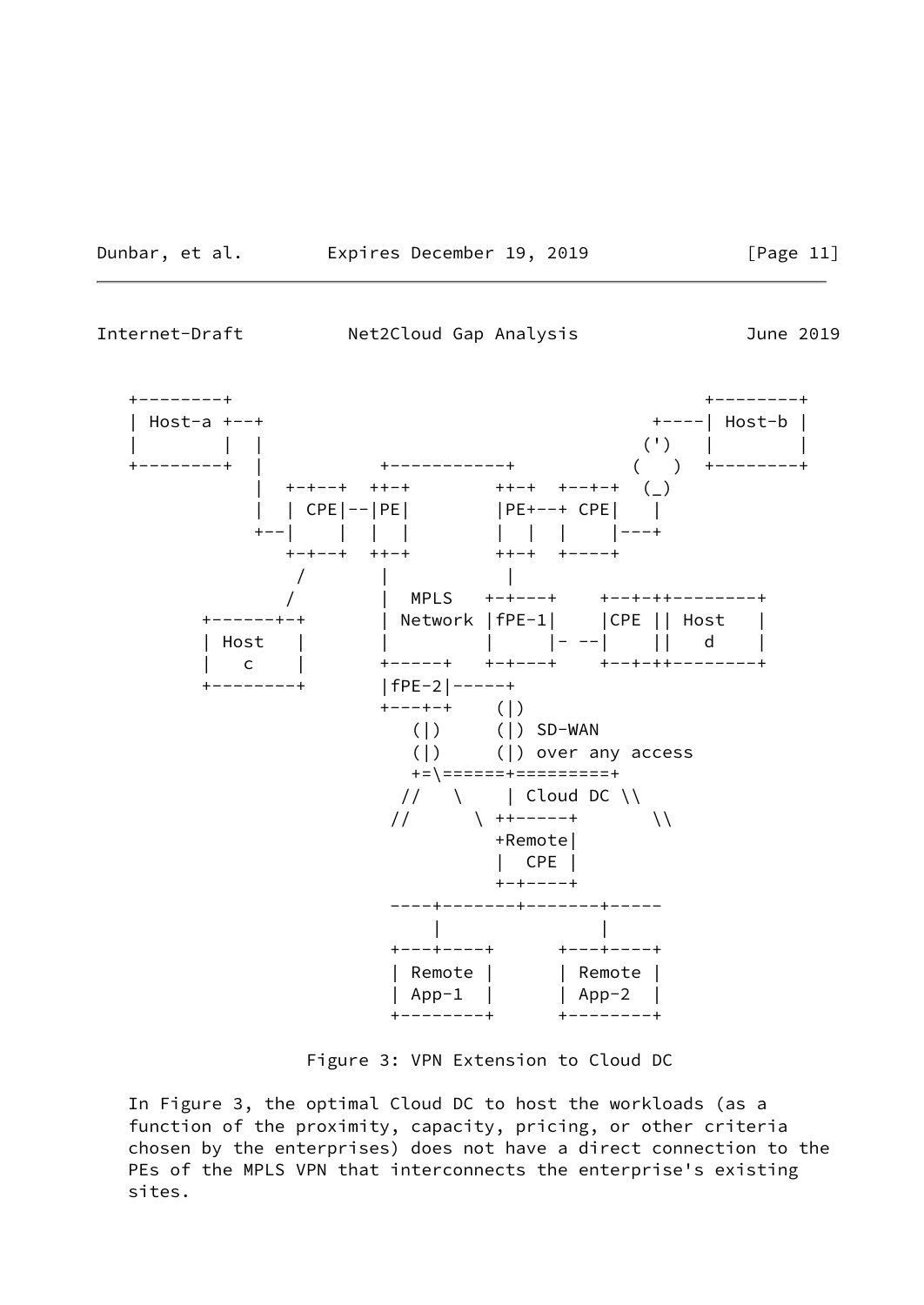```
   +---------+                                            +---------+
   | Host-a +--+                                     +----| Host-b |
   |        |  |                                    (')   |         |
   +--------+  |           +-----------+           (   )  +---------+
               |  +-+--+  ++-+        ++-+  +--+-+  (_)
               |  | CPE|--|PE|        |PE+--+ CPE|   |
               +--|    |  |  |        |  |  |    |---+
                  +-+--+  ++-+        ++-+  +----+
                   /       |           |
                  /        |  MPLS   +-+---+    +--+-++--------+
         +------+-+        |  Network |fPE-1|    |CPE || Host   |
         | Host   |        |          |     |- --|    ||   d    |
         |   c    |        +-----+   +-+---+    +--+-++--------+
         +--------+        |fPE-2|-----+
                           +---+-+    (|)
                              (|)     (|) SD-WAN
                              (|)     (|) over any access
                              +=\======+=========+
                             //   \     | Cloud DC \\
                            //      \ ++-----+       \\
                                      +Remote|
                                      |  CPE |
                                      +-+----+
                            ----+-------+-------+-----
                                |               |
                            +---+----+      +---+----+
                            | Remote |      | Remote |
                            | App-1  |      | App-2  |
                            +--------+      +--------+
```

Figure 3: VPN Extension to Cloud DC

In Figure 3, the optimal Cloud DC to host the workloads (as a function of the proximity, capacity, pricing, or other criteria chosen by the enterprises) does not have a direct connection to the PEs of the MPLS VPN that interconnects the enterprise's existing sites.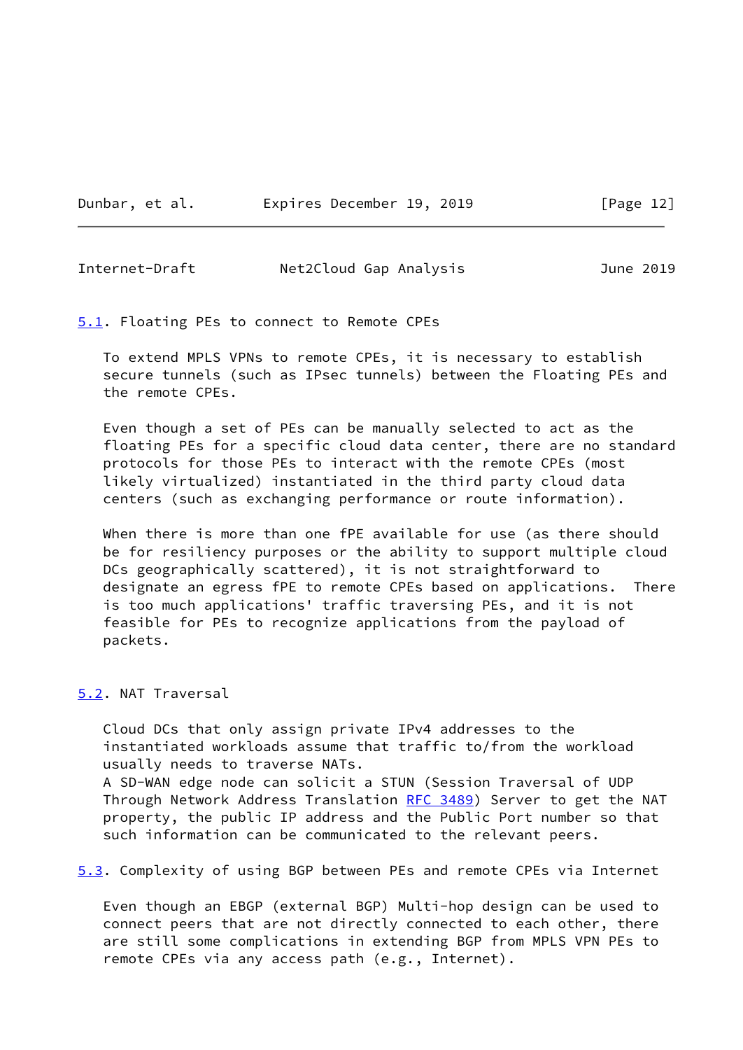## 5.1. Floating PEs to connect to Remote CPEs

To extend MPLS VPNs to remote CPEs, it is necessary to establish secure tunnels (such as IPsec tunnels) between the Floating PEs and the remote CPEs.

Even though a set of PEs can be manually selected to act as the floating PEs for a specific cloud data center, there are no standard protocols for those PEs to interact with the remote CPEs (most likely virtualized) instantiated in the third party cloud data centers (such as exchanging performance or route information).

When there is more than one fPE available for use (as there should be for resiliency purposes or the ability to support multiple cloud DCs geographically scattered), it is not straightforward to designate an egress fPE to remote CPEs based on applications. There is too much applications' traffic traversing PEs, and it is not feasible for PEs to recognize applications from the payload of packets.

## 5.2. NAT Traversal

Cloud DCs that only assign private IPv4 addresses to the instantiated workloads assume that traffic to/from the workload usually needs to traverse NATs.
A SD-WAN edge node can solicit a STUN (Session Traversal of UDP Through Network Address Translation RFC 3489) Server to get the NAT property, the public IP address and the Public Port number so that such information can be communicated to the relevant peers.

## 5.3. Complexity of using BGP between PEs and remote CPEs via Internet

Even though an EBGP (external BGP) Multi-hop design can be used to connect peers that are not directly connected to each other, there are still some complications in extending BGP from MPLS VPN PEs to remote CPEs via any access path (e.g., Internet).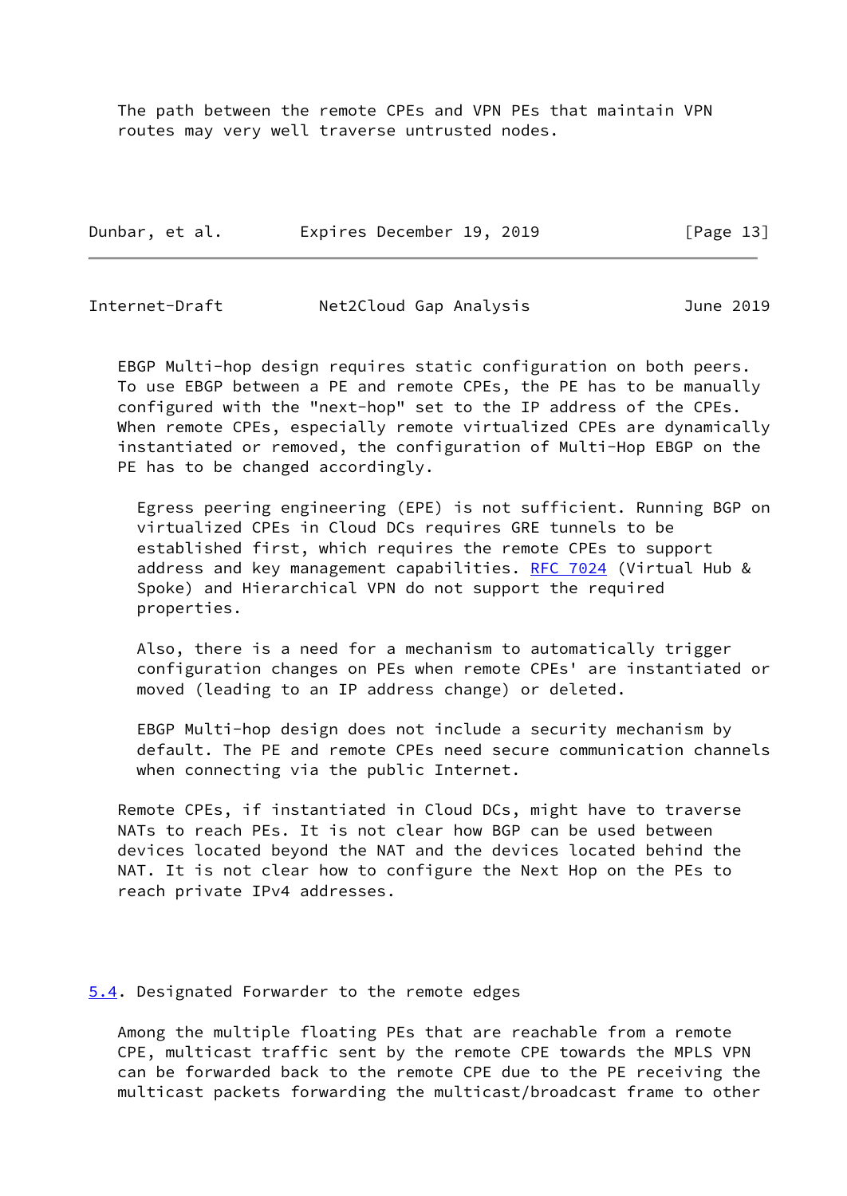The path between the remote CPEs and VPN PEs that maintain VPN routes may very well traverse untrusted nodes.

EBGP Multi-hop design requires static configuration on both peers. To use EBGP between a PE and remote CPEs, the PE has to be manually configured with the "next-hop" set to the IP address of the CPEs. When remote CPEs, especially remote virtualized CPEs are dynamically instantiated or removed, the configuration of Multi-Hop EBGP on the PE has to be changed accordingly.

> Egress peering engineering (EPE) is not sufficient. Running BGP on virtualized CPEs in Cloud DCs requires GRE tunnels to be established first, which requires the remote CPEs to support address and key management capabilities. RFC 7024 (Virtual Hub & Spoke) and Hierarchical VPN do not support the required properties.
>
> Also, there is a need for a mechanism to automatically trigger configuration changes on PEs when remote CPEs' are instantiated or moved (leading to an IP address change) or deleted.
>
> EBGP Multi-hop design does not include a security mechanism by default. The PE and remote CPEs need secure communication channels when connecting via the public Internet.

Remote CPEs, if instantiated in Cloud DCs, might have to traverse NATs to reach PEs. It is not clear how BGP can be used between devices located beyond the NAT and the devices located behind the NAT. It is not clear how to configure the Next Hop on the PEs to reach private IPv4 addresses.

### 5.4. Designated Forwarder to the remote edges

Among the multiple floating PEs that are reachable from a remote CPE, multicast traffic sent by the remote CPE towards the MPLS VPN can be forwarded back to the remote CPE due to the PE receiving the multicast packets forwarding the multicast/broadcast frame to other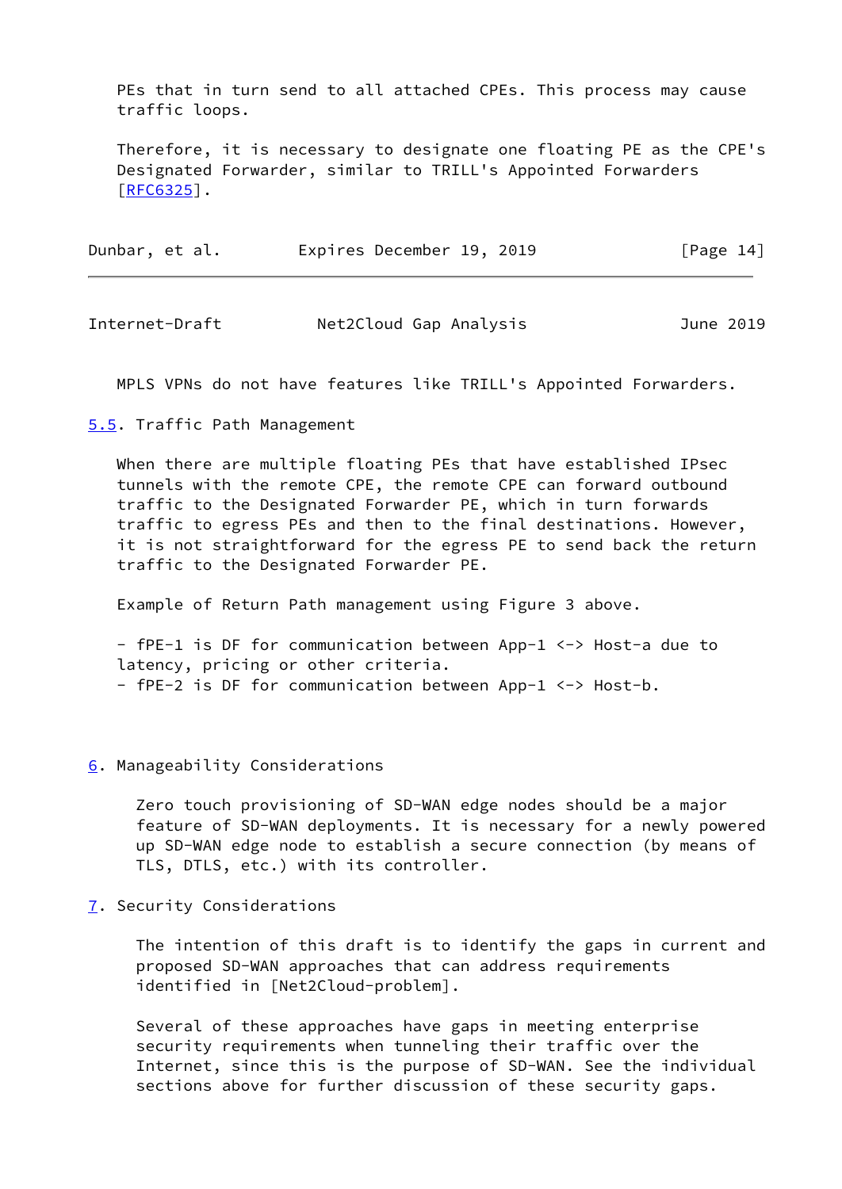PEs that in turn send to all attached CPEs. This process may cause traffic loops.

Therefore, it is necessary to designate one floating PE as the CPE's Designated Forwarder, similar to TRILL's Appointed Forwarders [RFC6325].

MPLS VPNs do not have features like TRILL's Appointed Forwarders.

## 5.5. Traffic Path Management

When there are multiple floating PEs that have established IPsec tunnels with the remote CPE, the remote CPE can forward outbound traffic to the Designated Forwarder PE, which in turn forwards traffic to egress PEs and then to the final destinations. However, it is not straightforward for the egress PE to send back the return traffic to the Designated Forwarder PE.

Example of Return Path management using Figure 3 above.

- fPE-1 is DF for communication between App-1 <-> Host-a due to latency, pricing or other criteria.
- fPE-2 is DF for communication between App-1 <-> Host-b.

# 6. Manageability Considerations

Zero touch provisioning of SD-WAN edge nodes should be a major feature of SD-WAN deployments. It is necessary for a newly powered up SD-WAN edge node to establish a secure connection (by means of TLS, DTLS, etc.) with its controller.

# 7. Security Considerations

The intention of this draft is to identify the gaps in current and proposed SD-WAN approaches that can address requirements identified in [Net2Cloud-problem].

Several of these approaches have gaps in meeting enterprise security requirements when tunneling their traffic over the Internet, since this is the purpose of SD-WAN. See the individual sections above for further discussion of these security gaps.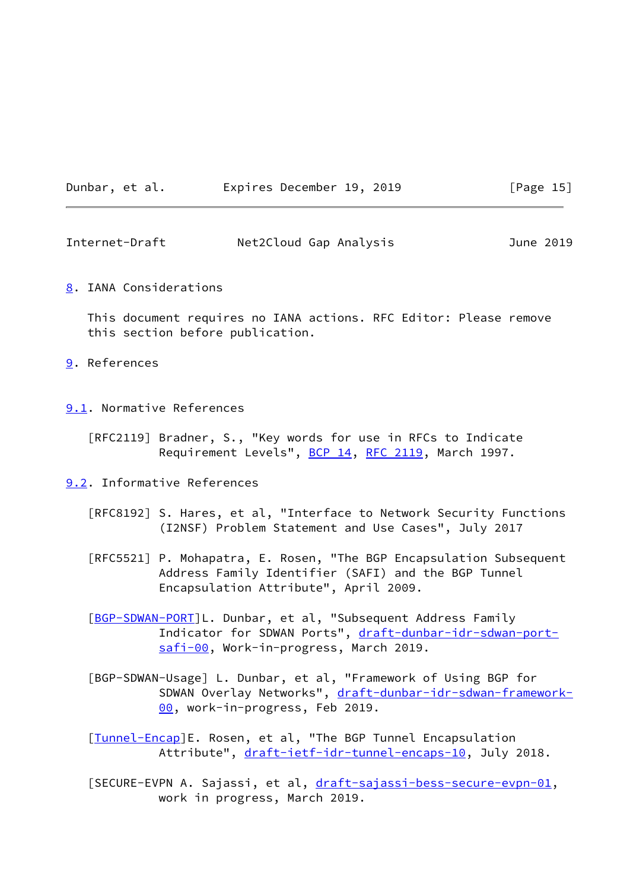## 8. IANA Considerations

This document requires no IANA actions. RFC Editor: Please remove this section before publication.

## 9. References

### 9.1. Normative References

[RFC2119] Bradner, S., "Key words for use in RFCs to Indicate Requirement Levels", BCP 14, RFC 2119, March 1997.

### 9.2. Informative References

[RFC8192] S. Hares, et al, "Interface to Network Security Functions (I2NSF) Problem Statement and Use Cases", July 2017

[RFC5521] P. Mohapatra, E. Rosen, "The BGP Encapsulation Subsequent Address Family Identifier (SAFI) and the BGP Tunnel Encapsulation Attribute", April 2009.

[BGP-SDWAN-PORT]L. Dunbar, et al, "Subsequent Address Family Indicator for SDWAN Ports", draft-dunbar-idr-sdwan-port-safi-00, Work-in-progress, March 2019.

[BGP-SDWAN-Usage] L. Dunbar, et al, "Framework of Using BGP for SDWAN Overlay Networks", draft-dunbar-idr-sdwan-framework-00, work-in-progress, Feb 2019.

[Tunnel-Encap]E. Rosen, et al, "The BGP Tunnel Encapsulation Attribute", draft-ietf-idr-tunnel-encaps-10, July 2018.

[SECURE-EVPN A. Sajassi, et al, draft-sajassi-bess-secure-evpn-01, work in progress, March 2019.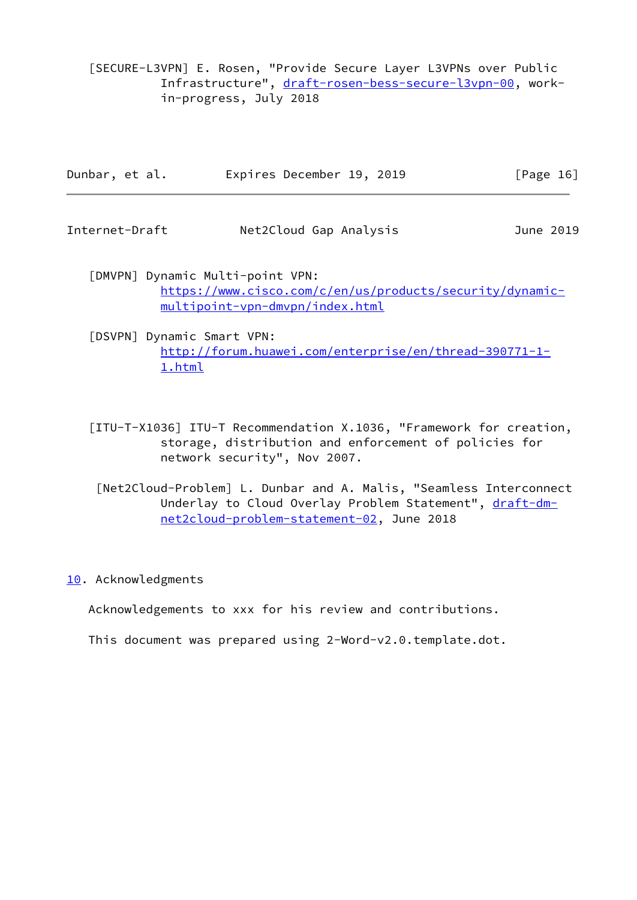[SECURE-L3VPN] E. Rosen, "Provide Secure Layer L3VPNs over Public Infrastructure", draft-rosen-bess-secure-l3vpn-00, work-in-progress, July 2018

[DMVPN] Dynamic Multi-point VPN: https://www.cisco.com/c/en/us/products/security/dynamic-multipoint-vpn-dmvpn/index.html

[DSVPN] Dynamic Smart VPN: http://forum.huawei.com/enterprise/en/thread-390771-1-1.html

[ITU-T-X1036] ITU-T Recommendation X.1036, "Framework for creation, storage, distribution and enforcement of policies for network security", Nov 2007.

[Net2Cloud-Problem] L. Dunbar and A. Malis, "Seamless Interconnect Underlay to Cloud Overlay Problem Statement", draft-dm-net2cloud-problem-statement-02, June 2018

## 10. Acknowledgments

Acknowledgements to xxx for his review and contributions.

This document was prepared using 2-Word-v2.0.template.dot.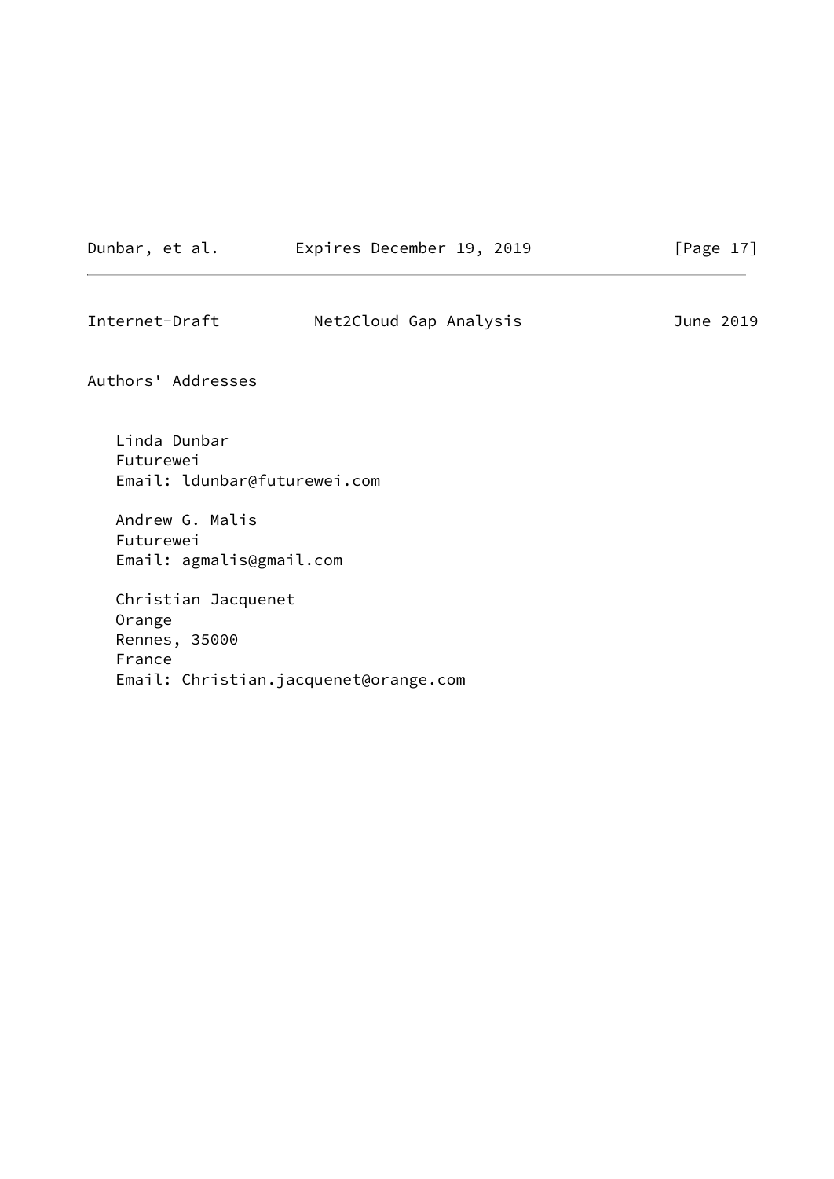Authors' Addresses

Linda Dunbar
Futurewei
Email: ldunbar@futurewei.com

Andrew G. Malis
Futurewei
Email: agmalis@gmail.com

Christian Jacquenet
Orange
Rennes, 35000
France
Email: Christian.jacquenet@orange.com